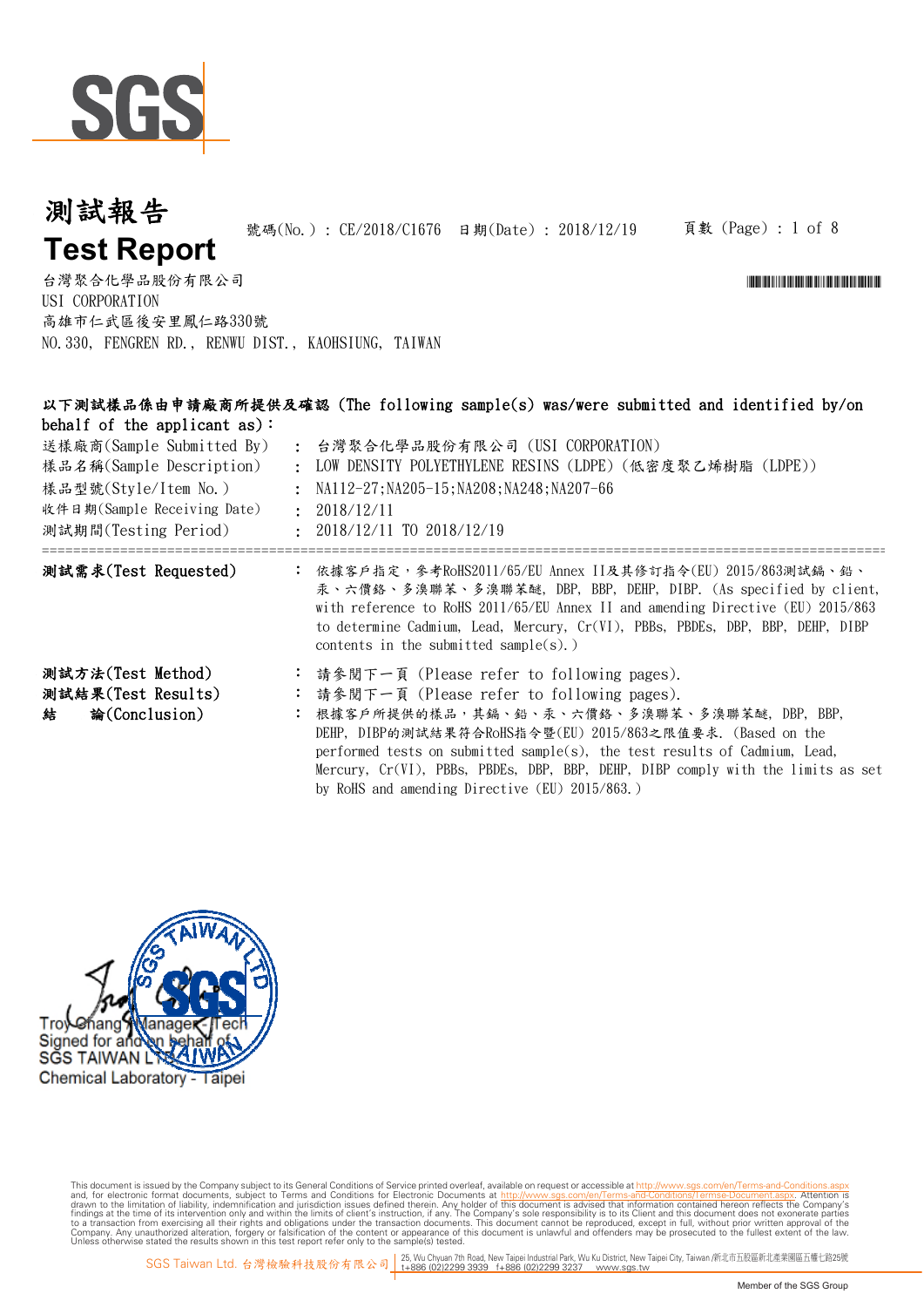# 測試報告
# Test Report

號碼(No.) : CE/2018/C1676　日期(Date) : 2018/12/19

台灣聚合化學品股份有限公司
USI CORPORATION
高雄市仁武區後安里鳳仁路330號
NO.330, FENGREN RD., RENWU DIST., KAOHSIUNG, TAIWAN

**以下測試樣品係由申請廠商所提供及確認** (The following sample(s) was/were submitted and identified by/on behalf of the applicant as)：

| | | |
|---|---|---|
| 送樣廠商(Sample Submitted By) | : | 台灣聚合化學品股份有限公司 (USI CORPORATION) |
| 樣品名稱(Sample Description) | : | LOW DENSITY POLYETHYLENE RESINS (LDPE) (低密度聚乙烯樹脂 (LDPE)) |
| 樣品型號(Style/Item No.) | : | NA112-27;NA205-15;NA208;NA248;NA207-66 |
| 收件日期(Sample Receiving Date) | : | 2018/12/11 |
| 測試期間(Testing Period) | : | 2018/12/11 TO 2018/12/19 |

**測試需求(Test Requested)** : 依據客戶指定，參考RoHS2011/65/EU Annex II及其修訂指令(EU) 2015/863測試鎘、鉛、汞、六價鉻、多溴聯苯、多溴聯苯醚, DBP, BBP, DEHP, DIBP. (As specified by client, with reference to RoHS 2011/65/EU Annex II and amending Directive (EU) 2015/863 to determine Cadmium, Lead, Mercury, Cr(VI), PBBs, PBDEs, DBP, BBP, DEHP, DIBP contents in the submitted sample(s).)

**測試方法(Test Method)** : 請參閱下一頁 (Please refer to following pages).

**測試結果(Test Results)** : 請參閱下一頁 (Please refer to following pages).

**結　論(Conclusion)** : 根據客戶所提供的樣品，其鎘、鉛、汞、六價鉻、多溴聯苯、多溴聯苯醚, DBP, BBP, DEHP, DIBP的測試結果符合RoHS指令暨(EU) 2015/863之限值要求. (Based on the performed tests on submitted sample(s), the test results of Cadmium, Lead, Mercury, Cr(VI), PBBs, PBDEs, DBP, BBP, DEHP, DIBP comply with the limits as set by RoHS and amending Directive (EU) 2015/863.)

Troy Chang / Manager - Tech
Signed for and on behalf of
SGS TAIWAN LTD.
Chemical Laboratory - Taipei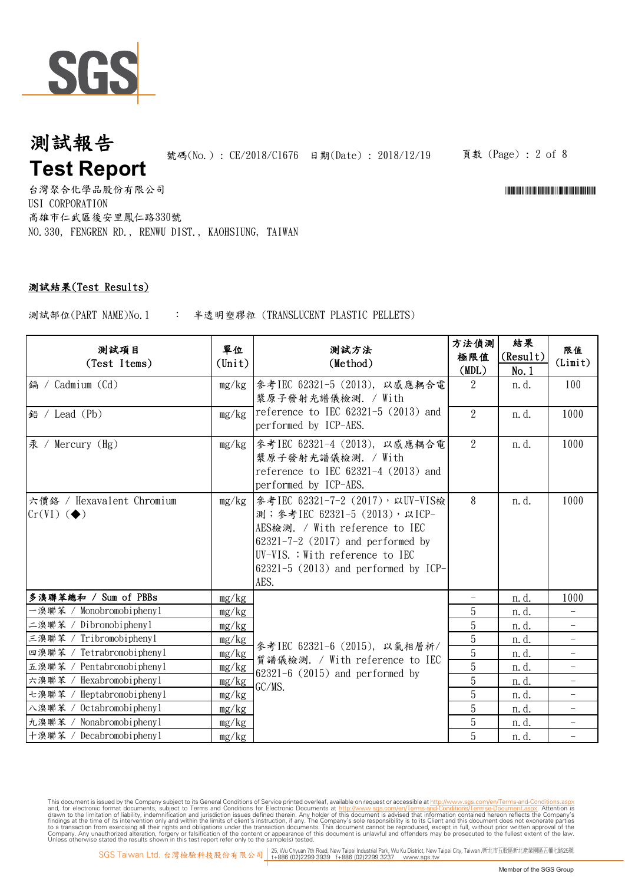# 測試報告
# Test Report

號碼(No.)：CE/2018/C1676　日期(Date)：2018/12/19

台灣聚合化學品股份有限公司
USI CORPORATION
高雄市仁武區後安里鳳仁路330號
NO.330, FENGREN RD., RENWU DIST., KAOHSIUNG, TAIWAN

## 測試結果(Test Results)

測試部位(PART NAME)No.1　：　半透明塑膠粒 (TRANSLUCENT PLASTIC PELLETS)

| 測試項目 (Test Items) | 單位 (Unit) | 測試方法 (Method) | 方法偵測極限值 (MDL) | 結果 (Result) No.1 | 限值 (Limit) |
|---|---|---|---|---|---|
| 鎘 / Cadmium (Cd) | mg/kg | 參考IEC 62321-5 (2013), 以感應耦合電漿原子發射光譜儀檢測. / With reference to IEC 62321-5 (2013) and performed by ICP-AES. | 2 | n.d. | 100 |
| 鉛 / Lead (Pb) | mg/kg | | 2 | n.d. | 1000 |
| 汞 / Mercury (Hg) | mg/kg | 參考IEC 62321-4 (2013), 以感應耦合電漿原子發射光譜儀檢測. / With reference to IEC 62321-4 (2013) and performed by ICP-AES. | 2 | n.d. | 1000 |
| 六價鉻 / Hexavalent Chromium Cr(VI) (◆) | mg/kg | 參考IEC 62321-7-2 (2017)，以UV-VIS檢測；參考IEC 62321-5 (2013)，以ICP-AES檢測. / With reference to IEC 62321-7-2 (2017) and performed by UV-VIS. ;With reference to IEC 62321-5 (2013) and performed by ICP-AES. | 8 | n.d. | 1000 |
| **多溴聯苯總和 / Sum of PBBs** | mg/kg | 參考IEC 62321-6 (2015), 以氣相層析/質譜儀檢測. / With reference to IEC 62321-6 (2015) and performed by GC/MS. | - | n.d. | 1000 |
| 一溴聯苯 / Monobromobiphenyl | mg/kg | | 5 | n.d. | - |
| 二溴聯苯 / Dibromobiphenyl | mg/kg | | 5 | n.d. | - |
| 三溴聯苯 / Tribromobiphenyl | mg/kg | | 5 | n.d. | - |
| 四溴聯苯 / Tetrabromobiphenyl | mg/kg | | 5 | n.d. | - |
| 五溴聯苯 / Pentabromobiphenyl | mg/kg | | 5 | n.d. | - |
| 六溴聯苯 / Hexabromobiphenyl | mg/kg | | 5 | n.d. | - |
| 七溴聯苯 / Heptabromobiphenyl | mg/kg | | 5 | n.d. | - |
| 八溴聯苯 / Octabromobiphenyl | mg/kg | | 5 | n.d. | - |
| 九溴聯苯 / Nonabromobiphenyl | mg/kg | | 5 | n.d. | - |
| 十溴聯苯 / Decabromobiphenyl | mg/kg | | 5 | n.d. | - |

This document is issued by the Company subject to its General Conditions of Service printed overleaf, available on request or accessible at http://www.sgs.com/en/Terms-and-Conditions.aspx and, for electronic format documents, subject to Terms and Conditions for Electronic Documents at http://www.sgs.com/en/Terms-and-Conditions/Terms-e-Document.aspx. Attention is drawn to the limitation of liability, indemnification and jurisdiction issues defined therein. Any holder of this document is advised that information contained hereon reflects the Company's findings at the time of its intervention only and within the limits of client's instruction, if any. The Company's sole responsibility is to its Client and this document does not exonerate parties to a transaction from exercising all their rights and obligations under the transaction documents. This document cannot be reproduced, except in full, without prior written approval of the Company. Any unauthorized alteration, forgery or falsification of the content or appearance of this document is unlawful and offenders may be prosecuted to the fullest extent of the law. Unless otherwise stated the results shown in this test report refer only to the sample(s) tested.

SGS Taiwan Ltd. 台灣檢驗科技股份有限公司 | 25, Wu Chyuan 7th Road, New Taipei Industrial Park, Wu Ku District, New Taipei City, Taiwan /新北市五股區新北產業園區五權七路25號 t+886 (02)2299 3939 f+886 (02)2299 3237 www.sgs.tw

Member of the SGS Group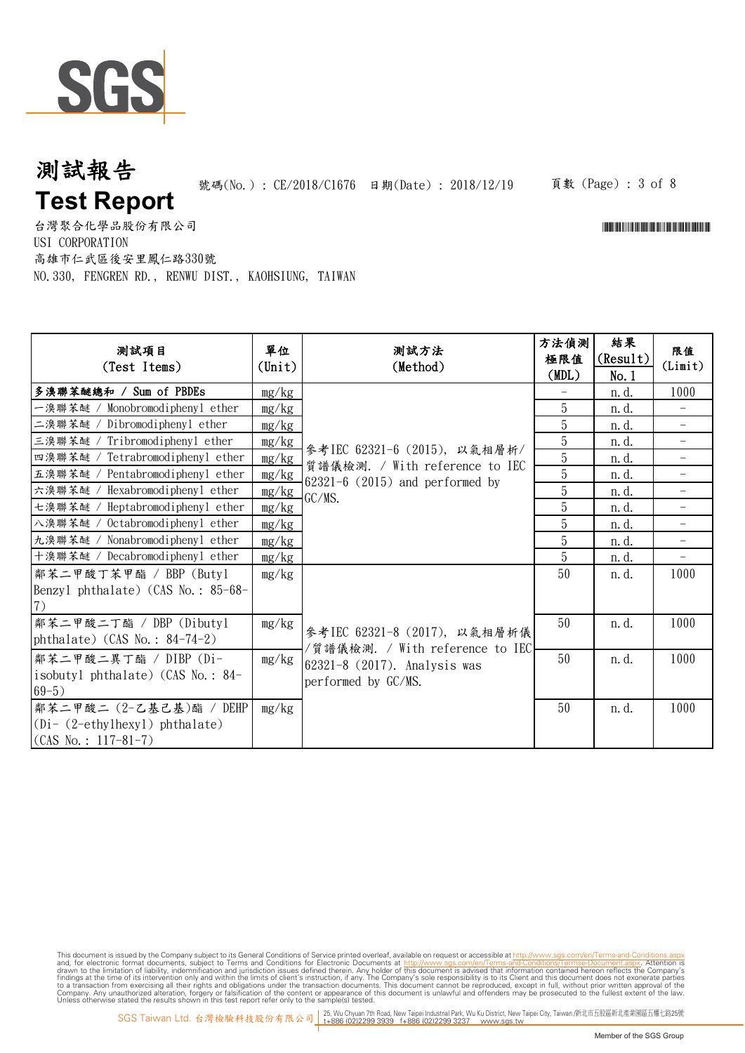# 測試報告
# Test Report

號碼(No.) : CE/2018/C1676 日期(Date) : 2018/12/19

台灣聚合化學品股份有限公司
USI CORPORATION
高雄市仁武區後安里鳳仁路330號
NO.330, FENGREN RD., RENWU DIST., KAOHSIUNG, TAIWAN

| 測試項目 (Test Items) | 單位 (Unit) | 測試方法 (Method) | 方法偵測極限值 (MDL) | 結果 (Result) No.1 | 限值 (Limit) |
|---|---|---|---|---|---|
| **多溴聯苯醚總和 / Sum of PBDEs** | mg/kg | 參考IEC 62321-6 (2015), 以氣相層析/質譜儀檢測. / With reference to IEC 62321-6 (2015) and performed by GC/MS. | - | n.d. | 1000 |
| 一溴聯苯醚 / Monobromodiphenyl ether | mg/kg | | 5 | n.d. | - |
| 二溴聯苯醚 / Dibromodiphenyl ether | mg/kg | | 5 | n.d. | - |
| 三溴聯苯醚 / Tribromodiphenyl ether | mg/kg | | 5 | n.d. | - |
| 四溴聯苯醚 / Tetrabromodiphenyl ether | mg/kg | | 5 | n.d. | - |
| 五溴聯苯醚 / Pentabromodiphenyl ether | mg/kg | | 5 | n.d. | - |
| 六溴聯苯醚 / Hexabromodiphenyl ether | mg/kg | | 5 | n.d. | - |
| 七溴聯苯醚 / Heptabromodiphenyl ether | mg/kg | | 5 | n.d. | - |
| 八溴聯苯醚 / Octabromodiphenyl ether | mg/kg | | 5 | n.d. | - |
| 九溴聯苯醚 / Nonabromodiphenyl ether | mg/kg | | 5 | n.d. | - |
| 十溴聯苯醚 / Decabromodiphenyl ether | mg/kg | | 5 | n.d. | - |
| 鄰苯二甲酸丁苯甲酯 / BBP (Butyl Benzyl phthalate) (CAS No.: 85-68-7) | mg/kg | 參考IEC 62321-8 (2017), 以氣相層析儀/質譜儀檢測. / With reference to IEC 62321-8 (2017). Analysis was performed by GC/MS. | 50 | n.d. | 1000 |
| 鄰苯二甲酸二丁酯 / DBP (Dibutyl phthalate) (CAS No.: 84-74-2) | mg/kg | | 50 | n.d. | 1000 |
| 鄰苯二甲酸二異丁酯 / DIBP (Di-isobutyl phthalate) (CAS No.: 84-69-5) | mg/kg | | 50 | n.d. | 1000 |
| 鄰苯二甲酸二 (2-乙基己基)酯 / DEHP (Di- (2-ethylhexyl) phthalate) (CAS No.: 117-81-7) | mg/kg | | 50 | n.d. | 1000 |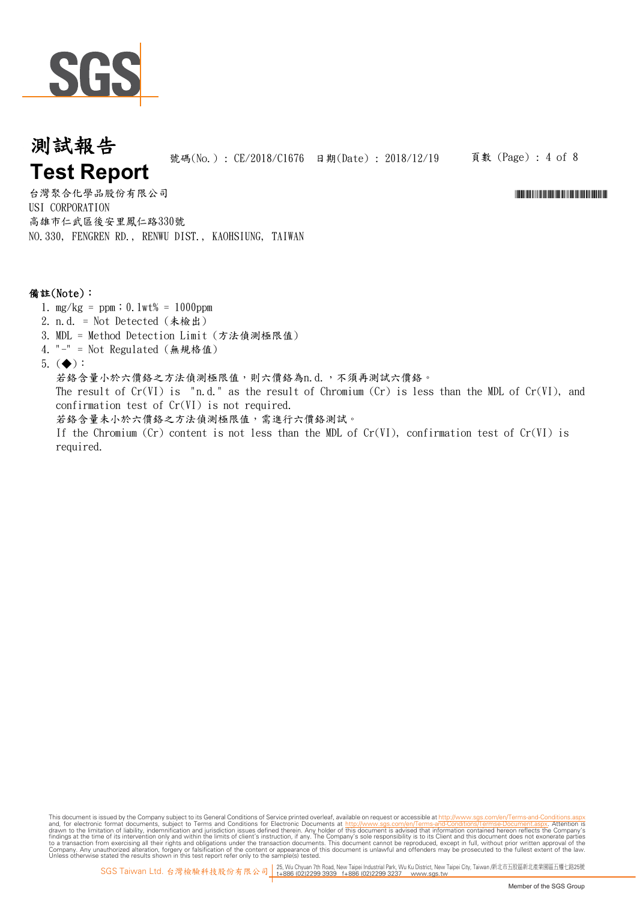# 測試報告
# Test Report

號碼(No.) : CE/2018/C1676　日期(Date) : 2018/12/19

台灣聚合化學品股份有限公司
USI CORPORATION
高雄市仁武區後安里鳳仁路330號
NO.330, FENGREN RD., RENWU DIST., KAOHSIUNG, TAIWAN

**備註(Note)：**

1. mg/kg = ppm；0.1wt% = 1000ppm
2. n.d. = Not Detected (未檢出)
3. MDL = Method Detection Limit (方法偵測極限值)
4. "-" = Not Regulated (無規格值)
5. (◆)：
   若鉻含量小於六價鉻之方法偵測極限值，則六價鉻為n.d.，不須再測試六價鉻。
   The result of Cr(VI) is "n.d." as the result of Chromium (Cr) is less than the MDL of Cr(VI), and confirmation test of Cr(VI) is not required.
   若鉻含量未小於六價鉻之方法偵測極限值，需進行六價鉻測試。
   If the Chromium (Cr) content is not less than the MDL of Cr(VI), confirmation test of Cr(VI) is required.

This document is issued by the Company subject to its General Conditions of Service printed overleaf, available on request or accessible at http://www.sgs.com/en/Terms-and-Conditions.aspx and, for electronic format documents, subject to Terms and Conditions for Electronic Documents at http://www.sgs.com/en/Terms-and-Conditions/Termse-Document.aspx. Attention is drawn to the limitation of liability, indemnification and jurisdiction issues defined therein. Any holder of this document is advised that information contained hereon reflects the Company's findings at the time of its intervention only and within the limits of client's instruction, if any. The Company's sole responsibility is to its Client and this document does not exonerate parties to a transaction from exercising all their rights and obligations under the transaction documents. This document cannot be reproduced, except in full, without prior written approval of the Company. Any unauthorized alteration, forgery or falsification of the content or appearance of this document is unlawful and offenders may be prosecuted to the fullest extent of the law. Unless otherwise stated the results shown in this test report refer only to the sample(s) tested.

SGS Taiwan Ltd. 台灣檢驗科技股份有限公司 | 25, Wu Chyuan 7th Road, New Taipei Industrial Park, Wu Ku District, New Taipei City, Taiwan /新北市五股區新北產業園區五權七路25號 t+886 (02)2299 3939 f+886 (02)2299 3237 www.sgs.tw

Member of the SGS Group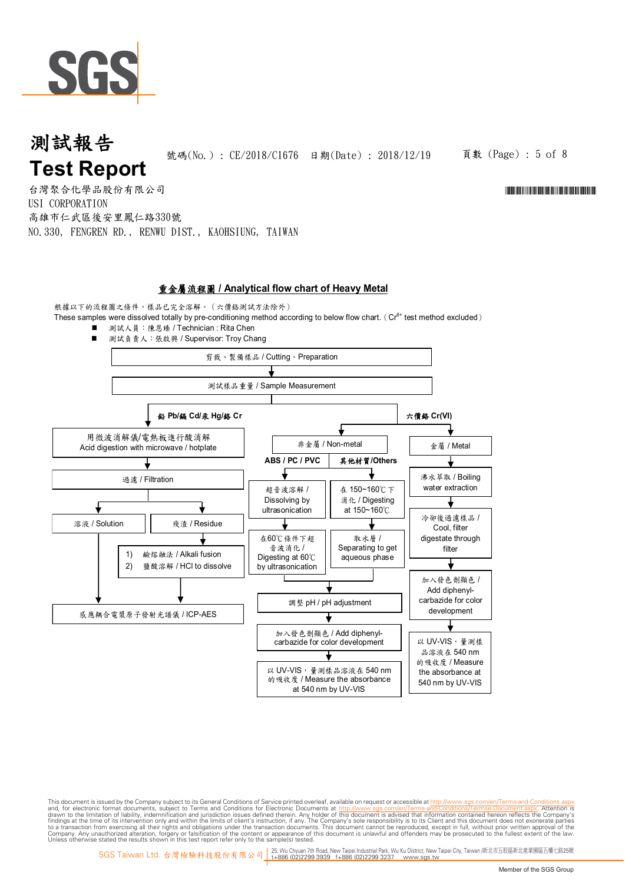# 測試報告
# Test Report

號碼(No.)：CE/2018/C1676　日期(Date)：2018/12/19

台灣聚合化學品股份有限公司
USI CORPORATION
高雄市仁武區後安里鳳仁路330號
NO.330, FENGREN RD., RENWU DIST., KAOHSIUNG, TAIWAN

## 重金屬流程圖 / Analytical flow chart of Heavy Metal

根據以下的流程圖之條件，樣品已完全溶解。(六價鉻測試方法除外)
These samples were dissolved totally by pre-conditioning method according to below flow chart. ($Cr^{6+}$ test method excluded)

- 測試人員：陳恩臻 / Technician : Rita Chen
- 測試負責人：張啟興 / Supervisor: Troy Chang

剪裁、製備樣品 / Cutting、Preparation
↓
測試樣品重量 / Sample Measurement

**鉛 Pb/鎘 Cd/汞 Hg/鉻 Cr**
- 用微波消解儀/電熱板進行酸消解 / Acid digestion with microwave / hotplate
- 過濾 / Filtration
  - 溶液 / Solution → 感應耦合電漿原子發射光譜儀 / ICP-AES
  - 殘渣 / Residue → 1) 鹼熔融法 / Alkali fusion 2) 鹽酸溶解 / HCl to dissolve → 感應耦合電漿原子發射光譜儀 / ICP-AES

**六價鉻 Cr(VI)**
- 非金屬 / Non-metal
  - ABS / PC / PVC
    - 超音波溶解 / Dissolving by ultrasonication
    - 在60℃條件下超音波消化 / Digesting at 60℃ by ultrasonication
  - 其他材質/Others
    - 在 150~160℃ 下消化 / Digesting at 150~160℃
    - 取水層 / Separating to get aqueous phase
  - 調整 pH / pH adjustment
  - 加入發色劑顯色 / Add diphenyl-carbazide for color development
  - 以 UV-VIS，量測樣品溶液在 540 nm 的吸收度 / Measure the absorbance at 540 nm by UV-VIS
- 金屬 / Metal
  - 沸水萃取 / Boiling water extraction
  - 冷卻後過濾樣品 / Cool, filter digestate through filter
  - 加入發色劑顯色 / Add diphenyl-carbazide for color development
  - 以 UV-VIS，量測樣品溶液在 540 nm 的吸收度 / Measure the absorbance at 540 nm by UV-VIS

This document is issued by the Company subject to its General Conditions of Service printed overleaf, available on request or accessible at http://www.sgs.com/en/Terms-and-Conditions.aspx and, for electronic format documents, subject to Terms and Conditions for Electronic Documents at http://www.sgs.com/en/Terms-and-Conditions/Termse-Document.aspx. Attention is drawn to the limitation of liability, indemnification and jurisdiction issues defined therein. Any holder of this document is advised that information contained hereon reflects the Company's findings at the time of its intervention only and within the limits of client's instruction, if any. The Company's sole responsibility is to its Client and this document does not exonerate parties to a transaction from exercising all their rights and obligations under the transaction documents. This document cannot be reproduced, except in full, without prior written approval of the Company. Any unauthorized alteration, forgery or falsification of the content or appearance of this document is unlawful and offenders may be prosecuted to the fullest extent of the law. Unless otherwise stated the results shown in this test report refer only to the sample(s) tested.

SGS Taiwan Ltd. 台灣檢驗科技股份有限公司 | 25, Wu Chyuan 7th Road, New Taipei Industrial Park, Wu Ku District, New Taipei City, Taiwan /新北市五股區新北產業園區五權七路25號 t+886 (02)2299 3939 f+886 (02)2299 3237 www.sgs.tw

Member of the SGS Group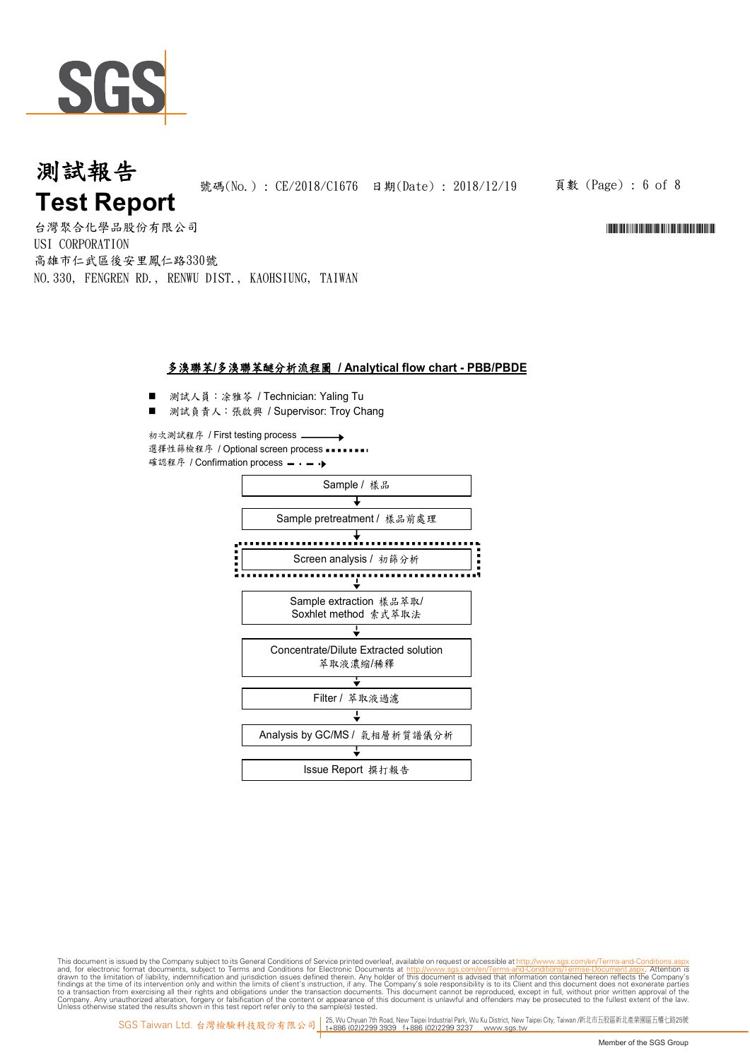# 測試報告
# Test Report

號碼(No.)：CE/2018/C1676　日期(Date)：2018/12/19

台灣聚合化學品股份有限公司
USI CORPORATION
高雄市仁武區後安里鳳仁路330號
NO.330, FENGREN RD., RENWU DIST., KAOHSIUNG, TAIWAN

## 多溴聯苯/多溴聯苯醚分析流程圖 / Analytical flow chart - PBB/PBDE

- 測試人員：凃雅苓 / Technician: Yaling Tu
- 測試負責人：張啟興 / Supervisor: Troy Chang

初次測試程序 / First testing process ⟶
選擇性篩檢程序 / Optional screen process ▪▪▪▪▪▪▪
確認程序 / Confirmation process — · — ▸

1. Sample / 樣品
2. Sample pretreatment / 樣品前處理
3. Screen analysis / 初篩分析 (optional screen process)
4. Sample extraction 樣品萃取/ Soxhlet method 索式萃取法
5. Concentrate/Dilute Extracted solution 萃取液濃縮/稀釋
6. Filter / 萃取液過濾
7. Analysis by GC/MS / 氣相層析質譜儀分析
8. Issue Report 撰打報告

This document is issued by the Company subject to its General Conditions of Service printed overleaf, available on request or accessible at http://www.sgs.com/en/Terms-and-Conditions.aspx and, for electronic format documents, subject to Terms and Conditions for Electronic Documents at http://www.sgs.com/en/Terms-and-Conditions/Termse-Document.aspx. Attention is drawn to the limitation of liability, indemnification and jurisdiction issues defined therein. Any holder of this document is advised that information contained hereon reflects the Company's findings at the time of its intervention only and within the limits of client's instruction, if any. The Company's sole responsibility is to its Client and this document does not exonerate parties to a transaction from exercising all their rights and obligations under the transaction documents. This document cannot be reproduced, except in full, without prior written approval of the Company. Any unauthorized alteration, forgery or falsification of the content or appearance of this document is unlawful and offenders may be prosecuted to the fullest extent of the law. Unless otherwise stated the results shown in this test report refer only to the sample(s) tested.

SGS Taiwan Ltd. 台灣檢驗科技股份有限公司 | 25, Wu Chyuan 7th Road, New Taipei Industrial Park, Wu Ku District, New Taipei City, Taiwan /新北市五股區新北產業園區五權七路25號 t+886 (02)2299 3939 f+886 (02)2299 3237 www.sgs.tw

Member of the SGS Group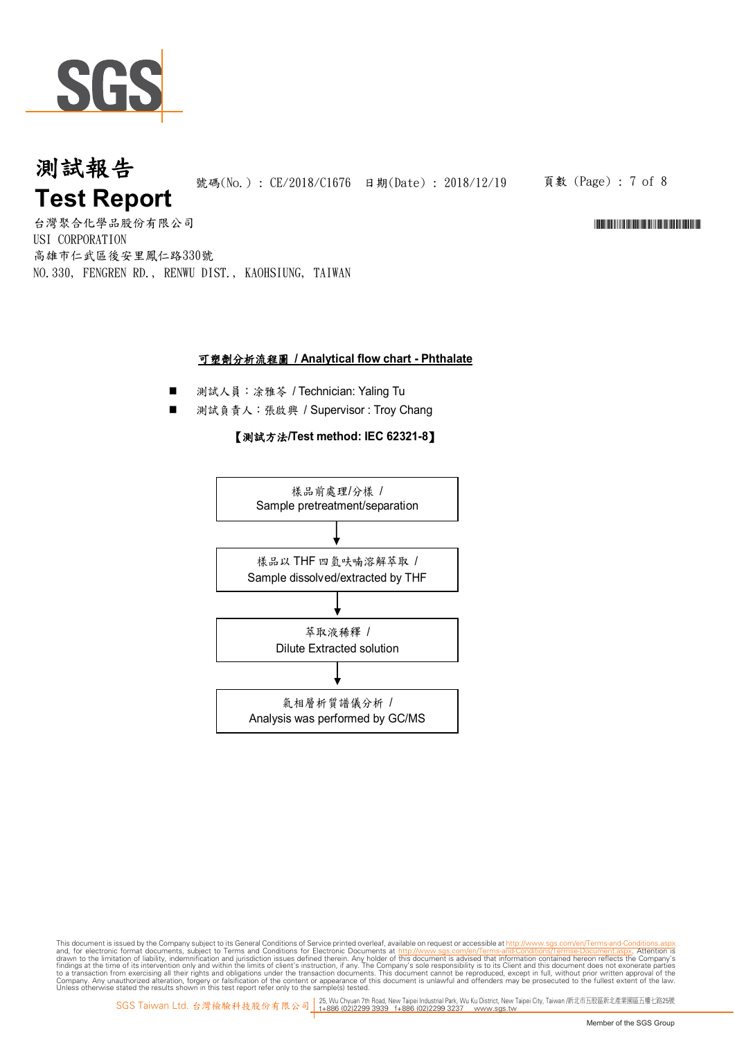# 測試報告
# Test Report

號碼(No.) : CE/2018/C1676 日期(Date) : 2018/12/19

台灣聚合化學品股份有限公司
USI CORPORATION
高雄市仁武區後安里鳳仁路330號
NO.330, FENGREN RD., RENWU DIST., KAOHSIUNG, TAIWAN

## 可塑劑分析流程圖 / Analytical flow chart - Phthalate

- 測試人員：涂雅苓 / Technician: Yaling Tu
- 測試負責人：張啟興 / Supervisor : Troy Chang

**【測試方法/Test method: IEC 62321-8】**

樣品前處理/分樣 / Sample pretreatment/separation

↓

樣品以 THF 四氫呋喃溶解萃取 / Sample dissolved/extracted by THF

↓

萃取液稀釋 / Dilute Extracted solution

↓

氣相層析質譜儀分析 / Analysis was performed by GC/MS

This document is issued by the Company subject to its General Conditions of Service printed overleaf, available on request or accessible at http://www.sgs.com/en/Terms-and-Conditions.aspx and, for electronic format documents, subject to Terms and Conditions for Electronic Documents at http://www.sgs.com/en/Terms-and-Conditions/Termse-Document.aspx. Attention is drawn to the limitation of liability, indemnification and jurisdiction issues defined therein. Any holder of this document is advised that information contained hereon reflects the Company's findings at the time of its intervention only and within the limits of client's instruction, if any. The Company's sole responsibility is to its Client and this document does not exonerate parties to a transaction from exercising all their rights and obligations under the transaction documents. This document cannot be reproduced, except in full, without prior written approval of the Company. Any unauthorized alteration, forgery or falsification of the content or appearance of this document is unlawful and offenders may be prosecuted to the fullest extent of the law. Unless otherwise stated the results shown in this test report refer only to the sample(s) tested.

SGS Taiwan Ltd. 台灣檢驗科技股份有限公司 | 25, Wu Chyuan 7th Road, New Taipei Industrial Park, Wu Ku District, New Taipei City, Taiwan /新北市五股區新北產業園區五權七路25號 t+886 (02)2299 3939 f+886 (02)2299 3237 www.sgs.tw

Member of the SGS Group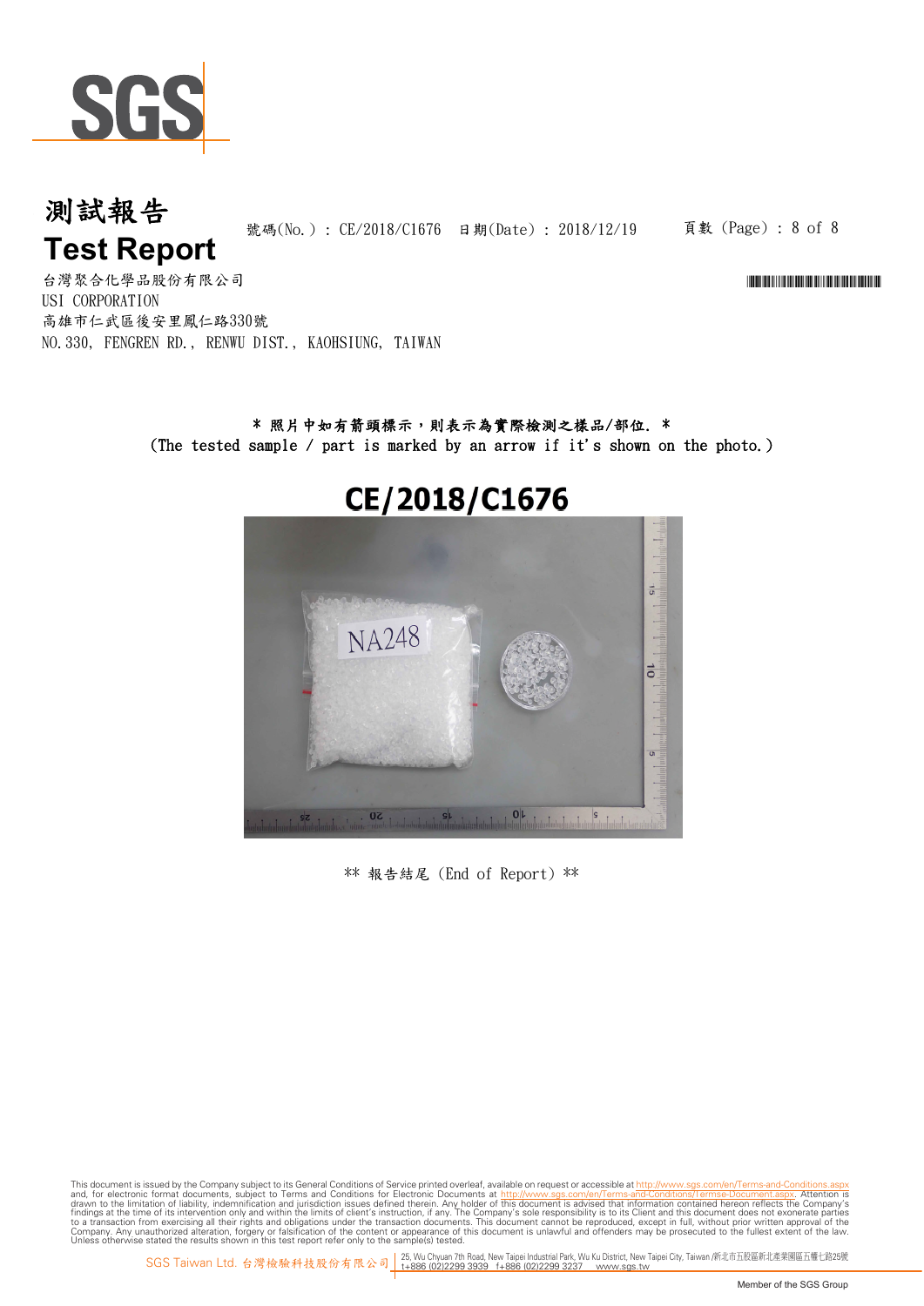# 測試報告
# Test Report

號碼(No.) : CE/2018/C1676　日期(Date) : 2018/12/19

台灣聚合化學品股份有限公司
USI CORPORATION
高雄市仁武區後安里鳳仁路330號
NO.330, FENGREN RD., RENWU DIST., KAOHSIUNG, TAIWAN

\* 照片中如有箭頭標示，則表示為實際檢測之樣品/部位. \*
(The tested sample / part is marked by an arrow if it's shown on the photo.)

CE/2018/C1676

\*\* 報告結尾 (End of Report) \*\*

This document is issued by the Company subject to its General Conditions of Service printed overleaf, available on request or accessible at http://www.sgs.com/en/Terms-and-Conditions.aspx and, for electronic format documents, subject to Terms and Conditions for Electronic Documents at http://www.sgs.com/en/Terms-and-Conditions/Terms-e-Document.aspx. Attention is drawn to the limitation of liability, indemnification and jurisdiction issues defined therein. Any holder of this document is advised that information contained hereon reflects the Company's findings at the time of its intervention only and within the limits of client's instruction, if any. The Company's sole responsibility is to its Client and this document does not exonerate parties to a transaction from exercising all their rights and obligations under the transaction documents. This document cannot be reproduced, except in full, without prior written approval of the Company. Any unauthorized alteration, forgery or falsification of the content or appearance of this document is unlawful and offenders may be prosecuted to the fullest extent of the law. Unless otherwise stated the results shown in this test report refer only to the sample(s) tested.

SGS Taiwan Ltd. 台灣檢驗科技股份有限公司 | 25, Wu Chyuan 7th Road, New Taipei Industrial Park, Wu Ku District, New Taipei City, Taiwan /新北市五股區新北產業園區五權七路25號 t+886 (02)2299 3939 f+886 (02)2299 3237 www.sgs.tw

Member of the SGS Group